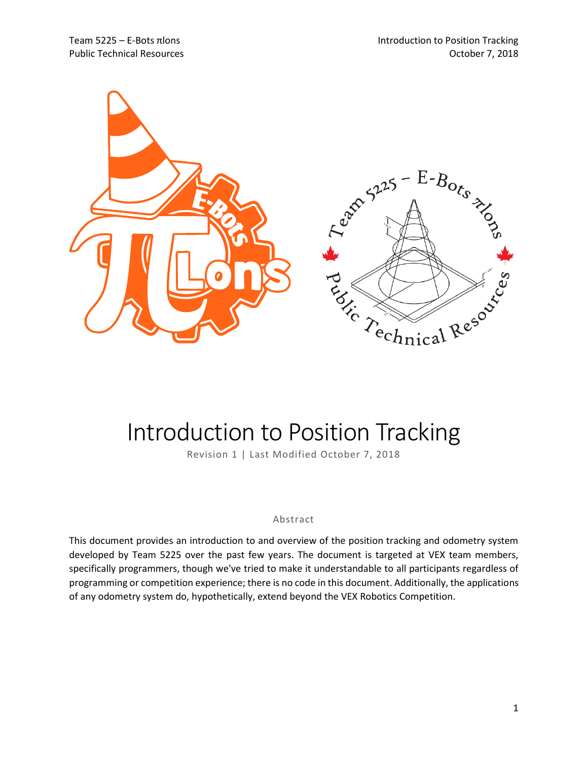# Introduction to Position Tracking

Revision 1 | Last Modified October 7, 2018

## Abstract

This document provides an introduction to and overview of the position tracking and odometry system developed by Team 5225 over the past few years. The document is targeted at VEX team members, specifically programmers, though we've tried to make it understandable to all participants regardless of programming or competition experience; there is no code in this document. Additionally, the applications of any odometry system do, hypothetically, extend beyond the VEX Robotics Competition.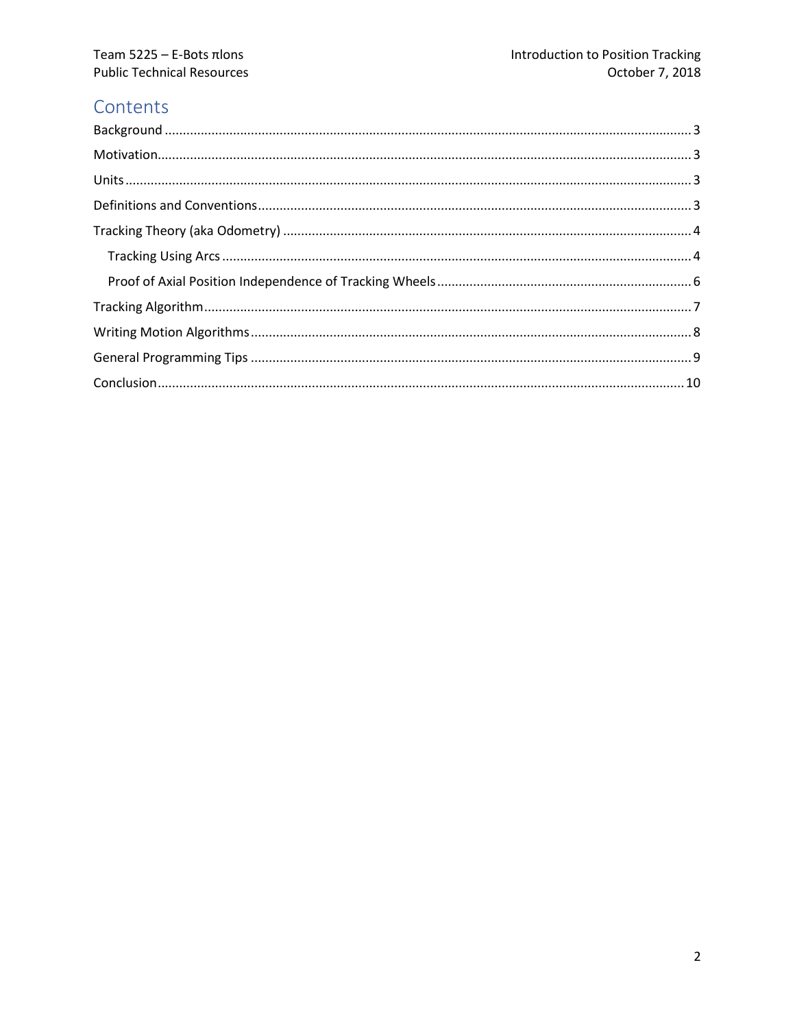# Contents

- Background ..... 3
- Motivation ..... 3
- Units ..... 3
- Definitions and Conventions ..... 3
- Tracking Theory (aka Odometry) ..... 4
  - Tracking Using Arcs ..... 4
  - Proof of Axial Position Independence of Tracking Wheels ..... 6
- Tracking Algorithm ..... 7
- Writing Motion Algorithms ..... 8
- General Programming Tips ..... 9
- Conclusion ..... 10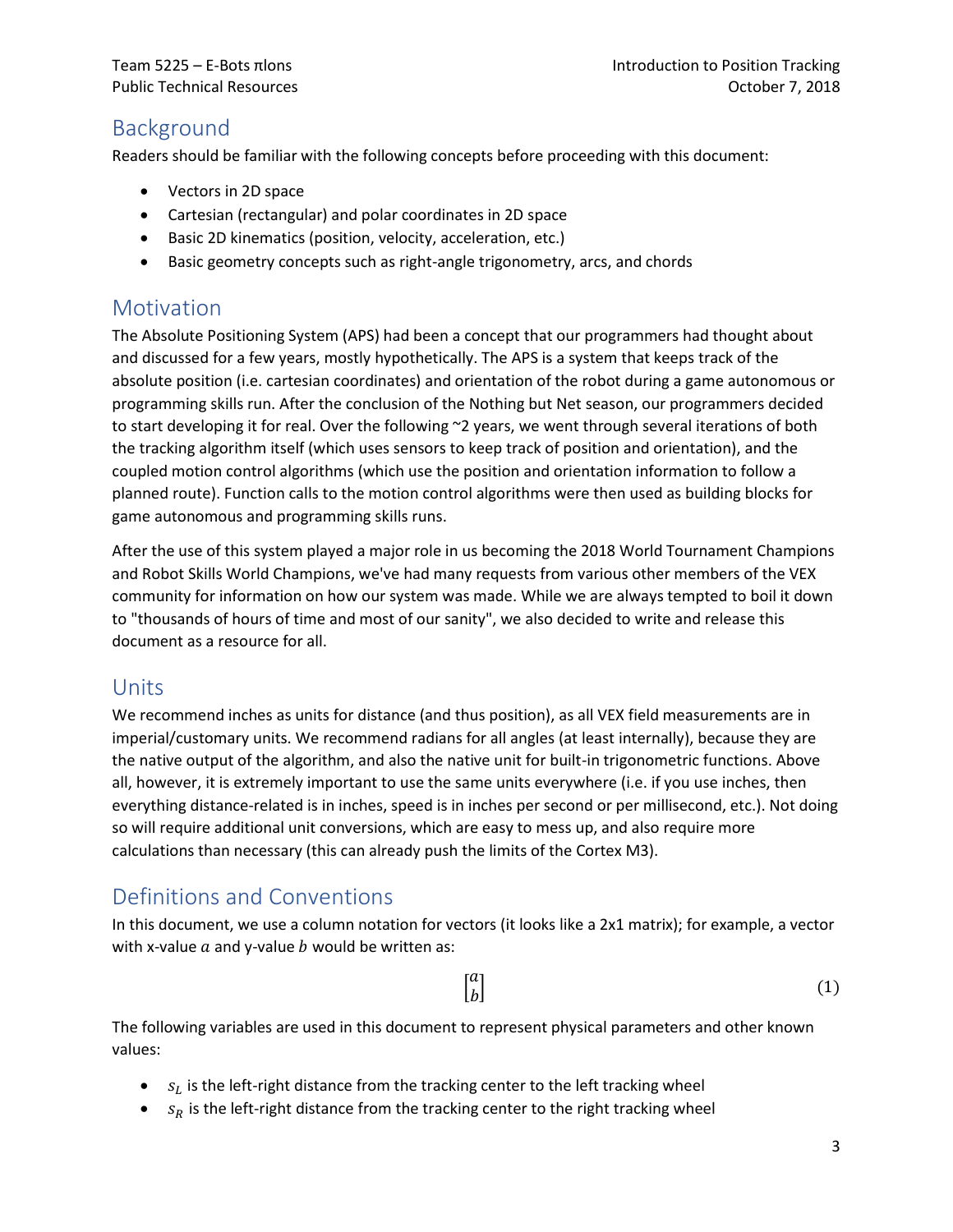## Background

Readers should be familiar with the following concepts before proceeding with this document:

- Vectors in 2D space
- Cartesian (rectangular) and polar coordinates in 2D space
- Basic 2D kinematics (position, velocity, acceleration, etc.)
- Basic geometry concepts such as right-angle trigonometry, arcs, and chords

## Motivation

The Absolute Positioning System (APS) had been a concept that our programmers had thought about and discussed for a few years, mostly hypothetically. The APS is a system that keeps track of the absolute position (i.e. cartesian coordinates) and orientation of the robot during a game autonomous or programming skills run. After the conclusion of the Nothing but Net season, our programmers decided to start developing it for real. Over the following ~2 years, we went through several iterations of both the tracking algorithm itself (which uses sensors to keep track of position and orientation), and the coupled motion control algorithms (which use the position and orientation information to follow a planned route). Function calls to the motion control algorithms were then used as building blocks for game autonomous and programming skills runs.

After the use of this system played a major role in us becoming the 2018 World Tournament Champions and Robot Skills World Champions, we've had many requests from various other members of the VEX community for information on how our system was made. While we are always tempted to boil it down to "thousands of hours of time and most of our sanity", we also decided to write and release this document as a resource for all.

## Units

We recommend inches as units for distance (and thus position), as all VEX field measurements are in imperial/customary units. We recommend radians for all angles (at least internally), because they are the native output of the algorithm, and also the native unit for built-in trigonometric functions. Above all, however, it is extremely important to use the same units everywhere (i.e. if you use inches, then everything distance-related is in inches, speed is in inches per second or per millisecond, etc.). Not doing so will require additional unit conversions, which are easy to mess up, and also require more calculations than necessary (this can already push the limits of the Cortex M3).

## Definitions and Conventions

In this document, we use a column notation for vectors (it looks like a 2x1 matrix); for example, a vector with x-value $a$ and y-value $b$ would be written as:

$$\begin{bmatrix} a \\ b \end{bmatrix} \tag{1}$$

The following variables are used in this document to represent physical parameters and other known values:

- $s_L$ is the left-right distance from the tracking center to the left tracking wheel
- $s_R$ is the left-right distance from the tracking center to the right tracking wheel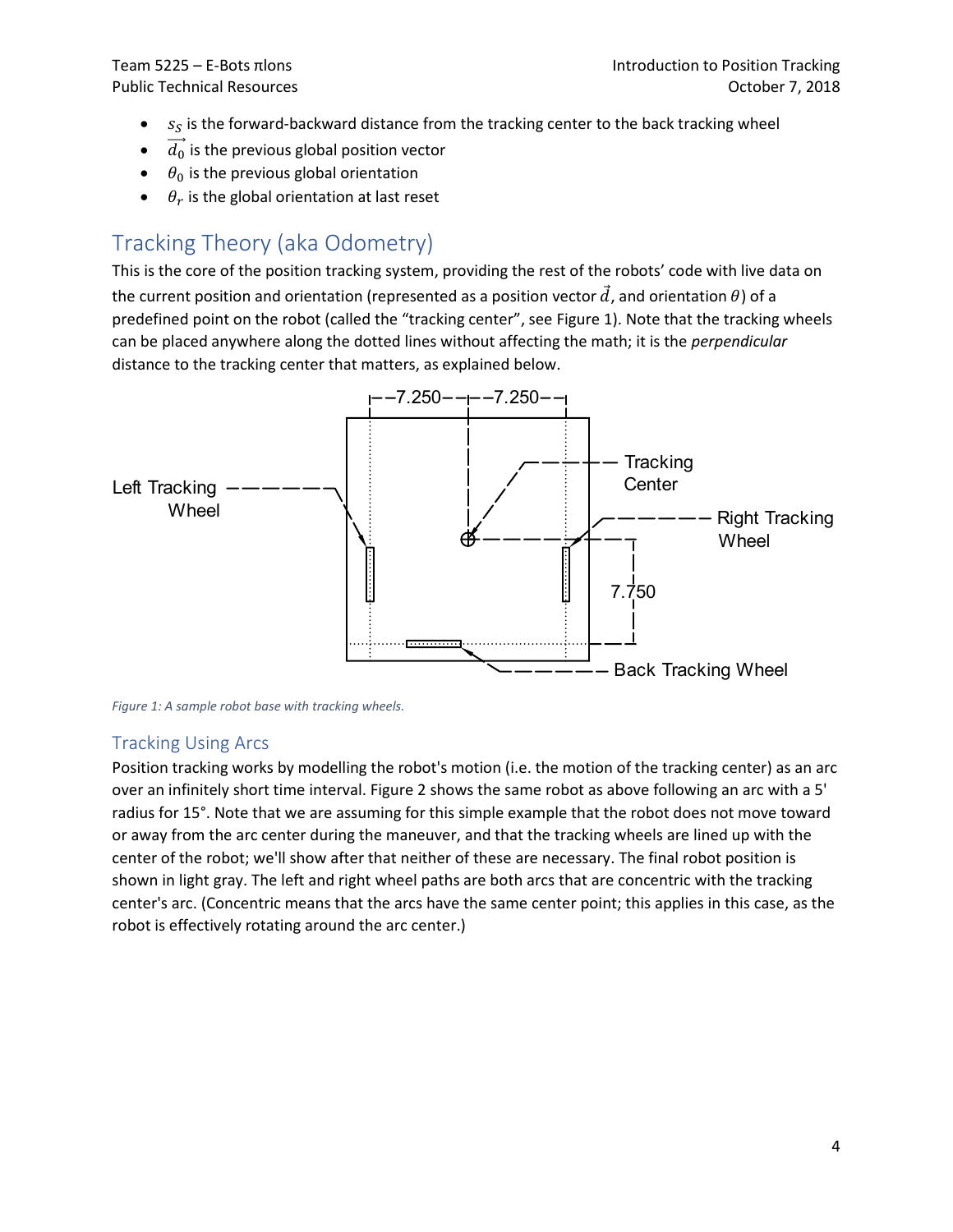- $s_S$ is the forward-backward distance from the tracking center to the back tracking wheel
- $\overrightarrow{d_0}$ is the previous global position vector
- $\theta_0$ is the previous global orientation
- $\theta_r$ is the global orientation at last reset

## Tracking Theory (aka Odometry)

This is the core of the position tracking system, providing the rest of the robots' code with live data on the current position and orientation (represented as a position vector $\vec{d}$, and orientation $\theta$) of a predefined point on the robot (called the "tracking center", see Figure 1). Note that the tracking wheels can be placed anywhere along the dotted lines without affecting the math; it is the *perpendicular* distance to the tracking center that matters, as explained below.

*Figure 1: A sample robot base with tracking wheels.*

### Tracking Using Arcs

Position tracking works by modelling the robot's motion (i.e. the motion of the tracking center) as an arc over an infinitely short time interval. Figure 2 shows the same robot as above following an arc with a 5' radius for 15°. Note that we are assuming for this simple example that the robot does not move toward or away from the arc center during the maneuver, and that the tracking wheels are lined up with the center of the robot; we'll show after that neither of these are necessary. The final robot position is shown in light gray. The left and right wheel paths are both arcs that are concentric with the tracking center's arc. (Concentric means that the arcs have the same center point; this applies in this case, as the robot is effectively rotating around the arc center.)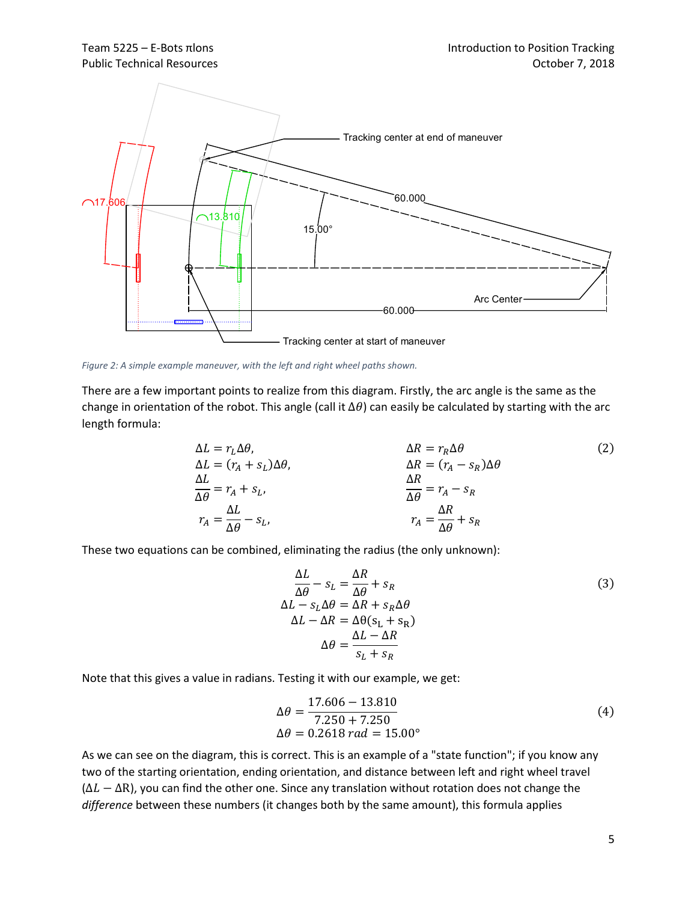*Figure 2: A simple example maneuver, with the left and right wheel paths shown.*

There are a few important points to realize from this diagram. Firstly, the arc angle is the same as the change in orientation of the robot. This angle (call it $\Delta\theta$) can easily be calculated by starting with the arc length formula:

$$
\begin{aligned}
\Delta L &= r_L \Delta\theta, & \Delta R &= r_R \Delta\theta \\
\Delta L &= (r_A + s_L)\Delta\theta, & \Delta R &= (r_A - s_R)\Delta\theta \\
\frac{\Delta L}{\Delta\theta} &= r_A + s_L, & \frac{\Delta R}{\Delta\theta} &= r_A - s_R \\
r_A &= \frac{\Delta L}{\Delta\theta} - s_L, & r_A &= \frac{\Delta R}{\Delta\theta} + s_R
\end{aligned}
\tag{2}
$$

These two equations can be combined, eliminating the radius (the only unknown):

$$
\begin{aligned}
\frac{\Delta L}{\Delta\theta} - s_L &= \frac{\Delta R}{\Delta\theta} + s_R \\
\Delta L - s_L\Delta\theta &= \Delta R + s_R\Delta\theta \\
\Delta L - \Delta R &= \Delta\theta(s_L + s_R) \\
\Delta\theta &= \frac{\Delta L - \Delta R}{s_L + s_R}
\end{aligned}
\tag{3}
$$

Note that this gives a value in radians. Testing it with our example, we get:

$$
\begin{aligned}
\Delta\theta &= \frac{17.606 - 13.810}{7.250 + 7.250} \\
\Delta\theta &= 0.2618\,rad = 15.00°
\end{aligned}
\tag{4}
$$

As we can see on the diagram, this is correct. This is an example of a "state function"; if you know any two of the starting orientation, ending orientation, and distance between left and right wheel travel ($\Delta L - \Delta R$), you can find the other one. Since any translation without rotation does not change the *difference* between these numbers (it changes both by the same amount), this formula applies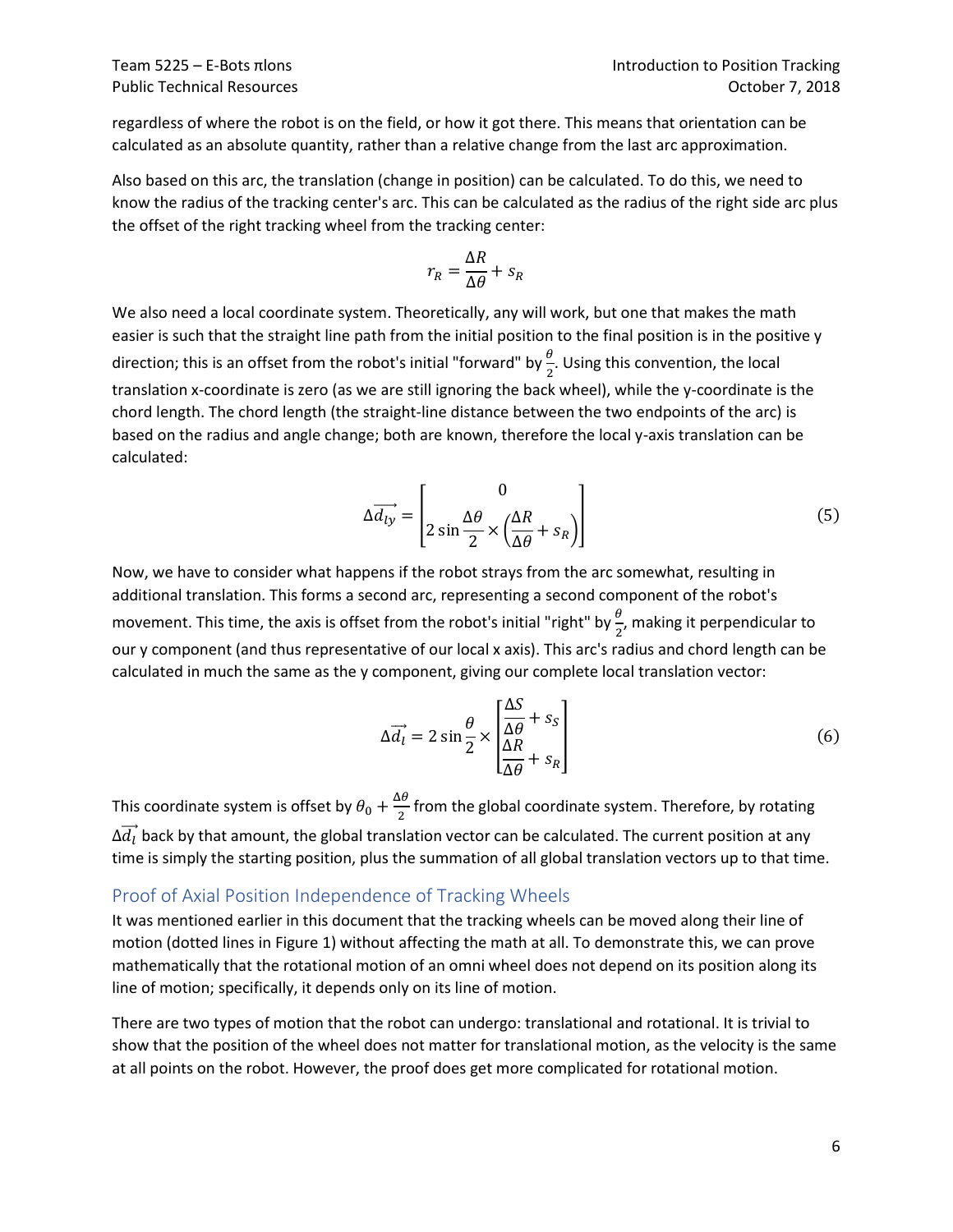regardless of where the robot is on the field, or how it got there. This means that orientation can be calculated as an absolute quantity, rather than a relative change from the last arc approximation.

Also based on this arc, the translation (change in position) can be calculated. To do this, we need to know the radius of the tracking center's arc. This can be calculated as the radius of the right side arc plus the offset of the right tracking wheel from the tracking center:

$$r_R = \frac{\Delta R}{\Delta \theta} + s_R$$

We also need a local coordinate system. Theoretically, any will work, but one that makes the math easier is such that the straight line path from the initial position to the final position is in the positive y direction; this is an offset from the robot's initial "forward" by $\frac{\theta}{2}$. Using this convention, the local translation x-coordinate is zero (as we are still ignoring the back wheel), while the y-coordinate is the chord length. The chord length (the straight-line distance between the two endpoints of the arc) is based on the radius and angle change; both are known, therefore the local y-axis translation can be calculated:

$$\Delta \overrightarrow{d_{ly}} = \begin{bmatrix} 0 \\ 2 \sin \frac{\Delta \theta}{2} \times \left( \frac{\Delta R}{\Delta \theta} + s_R \right) \end{bmatrix} \tag{5}$$

Now, we have to consider what happens if the robot strays from the arc somewhat, resulting in additional translation. This forms a second arc, representing a second component of the robot's movement. This time, the axis is offset from the robot's initial "right" by $\frac{\theta}{2}$, making it perpendicular to our y component (and thus representative of our local x axis). This arc's radius and chord length can be calculated in much the same as the y component, giving our complete local translation vector:

$$\Delta \overrightarrow{d_l} = 2 \sin \frac{\theta}{2} \times \begin{bmatrix} \frac{\Delta S}{\Delta \theta} + s_S \\ \frac{\Delta R}{\Delta \theta} + s_R \end{bmatrix} \tag{6}$$

This coordinate system is offset by $\theta_0 + \frac{\Delta \theta}{2}$ from the global coordinate system. Therefore, by rotating $\Delta \overrightarrow{d_l}$ back by that amount, the global translation vector can be calculated. The current position at any time is simply the starting position, plus the summation of all global translation vectors up to that time.

## Proof of Axial Position Independence of Tracking Wheels

It was mentioned earlier in this document that the tracking wheels can be moved along their line of motion (dotted lines in Figure 1) without affecting the math at all. To demonstrate this, we can prove mathematically that the rotational motion of an omni wheel does not depend on its position along its line of motion; specifically, it depends only on its line of motion.

There are two types of motion that the robot can undergo: translational and rotational. It is trivial to show that the position of the wheel does not matter for translational motion, as the velocity is the same at all points on the robot. However, the proof does get more complicated for rotational motion.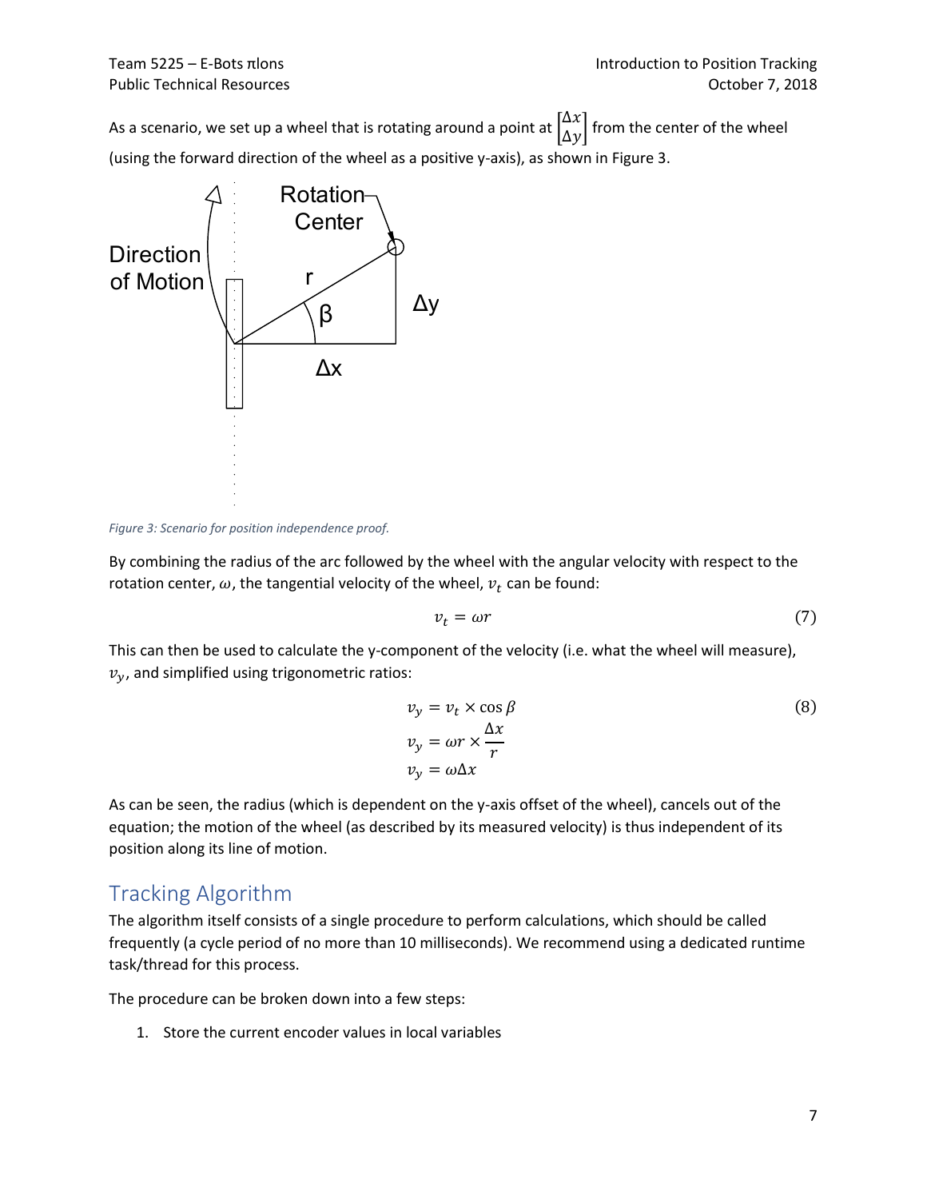As a scenario, we set up a wheel that is rotating around a point at $\begin{bmatrix} \Delta x \\ \Delta y \end{bmatrix}$ from the center of the wheel (using the forward direction of the wheel as a positive y-axis), as shown in Figure 3.

*Figure 3: Scenario for position independence proof.*

By combining the radius of the arc followed by the wheel with the angular velocity with respect to the rotation center, $\omega$, the tangential velocity of the wheel, $v_t$ can be found:

$$v_t = \omega r \tag{7}$$

This can then be used to calculate the y-component of the velocity (i.e. what the wheel will measure), $v_y$, and simplified using trigonometric ratios:

$$\begin{aligned} v_y &= v_t \times \cos \beta \\ v_y &= \omega r \times \frac{\Delta x}{r} \\ v_y &= \omega \Delta x \end{aligned} \tag{8}$$

As can be seen, the radius (which is dependent on the y-axis offset of the wheel), cancels out of the equation; the motion of the wheel (as described by its measured velocity) is thus independent of its position along its line of motion.

## Tracking Algorithm

The algorithm itself consists of a single procedure to perform calculations, which should be called frequently (a cycle period of no more than 10 milliseconds). We recommend using a dedicated runtime task/thread for this process.

The procedure can be broken down into a few steps:

1. Store the current encoder values in local variables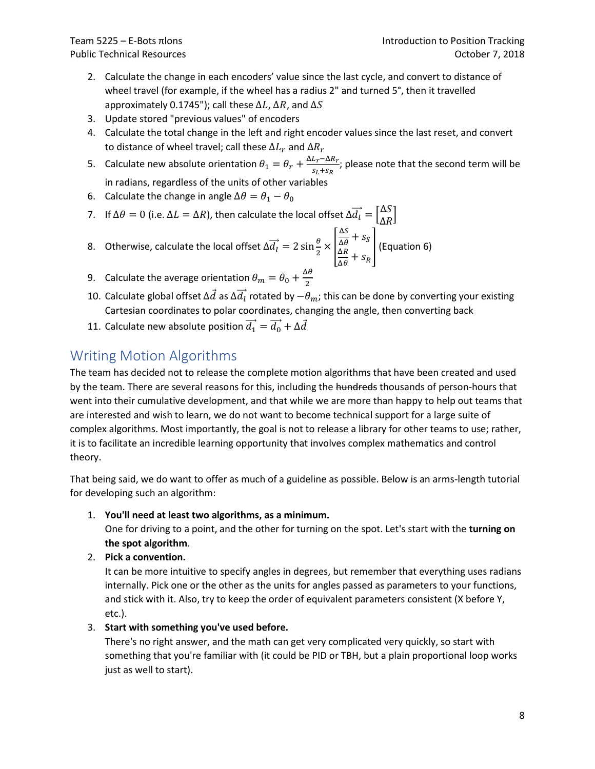2. Calculate the change in each encoders' value since the last cycle, and convert to distance of wheel travel (for example, if the wheel has a radius 2" and turned 5°, then it travelled approximately 0.1745"); call these $\Delta L$, $\Delta R$, and $\Delta S$
3. Update stored "previous values" of encoders
4. Calculate the total change in the left and right encoder values since the last reset, and convert to distance of wheel travel; call these $\Delta L_r$ and $\Delta R_r$
5. Calculate new absolute orientation $\theta_1 = \theta_r + \frac{\Delta L_r - \Delta R_r}{s_L + s_R}$; please note that the second term will be in radians, regardless of the units of other variables
6. Calculate the change in angle $\Delta\theta = \theta_1 - \theta_0$
7. If $\Delta\theta = 0$ (i.e. $\Delta L = \Delta R$), then calculate the local offset $\Delta\vec{d_l} = \begin{bmatrix} \Delta S \\ \Delta R \end{bmatrix}$
8. Otherwise, calculate the local offset $\Delta\vec{d_l} = 2\sin\frac{\theta}{2} \times \begin{bmatrix} \frac{\Delta S}{\Delta\theta} + s_S \\ \frac{\Delta R}{\Delta\theta} + s_R \end{bmatrix}$ (Equation 6)
9. Calculate the average orientation $\theta_m = \theta_0 + \frac{\Delta\theta}{2}$
10. Calculate global offset $\Delta\vec{d}$ as $\Delta\vec{d_l}$ rotated by $-\theta_m$; this can be done by converting your existing Cartesian coordinates to polar coordinates, changing the angle, then converting back
11. Calculate new absolute position $\vec{d_1} = \vec{d_0} + \Delta\vec{d}$

## Writing Motion Algorithms

The team has decided not to release the complete motion algorithms that have been created and used by the team. There are several reasons for this, including the ~~hundreds~~ thousands of person-hours that went into their cumulative development, and that while we are more than happy to help out teams that are interested and wish to learn, we do not want to become technical support for a large suite of complex algorithms. Most importantly, the goal is not to release a library for other teams to use; rather, it is to facilitate an incredible learning opportunity that involves complex mathematics and control theory.

That being said, we do want to offer as much of a guideline as possible. Below is an arms-length tutorial for developing such an algorithm:

1. **You'll need at least two algorithms, as a minimum.**
   One for driving to a point, and the other for turning on the spot. Let's start with the **turning on the spot algorithm**.
2. **Pick a convention.**
   It can be more intuitive to specify angles in degrees, but remember that everything uses radians internally. Pick one or the other as the units for angles passed as parameters to your functions, and stick with it. Also, try to keep the order of equivalent parameters consistent (X before Y, etc.).
3. **Start with something you've used before.**
   There's no right answer, and the math can get very complicated very quickly, so start with something that you're familiar with (it could be PID or TBH, but a plain proportional loop works just as well to start).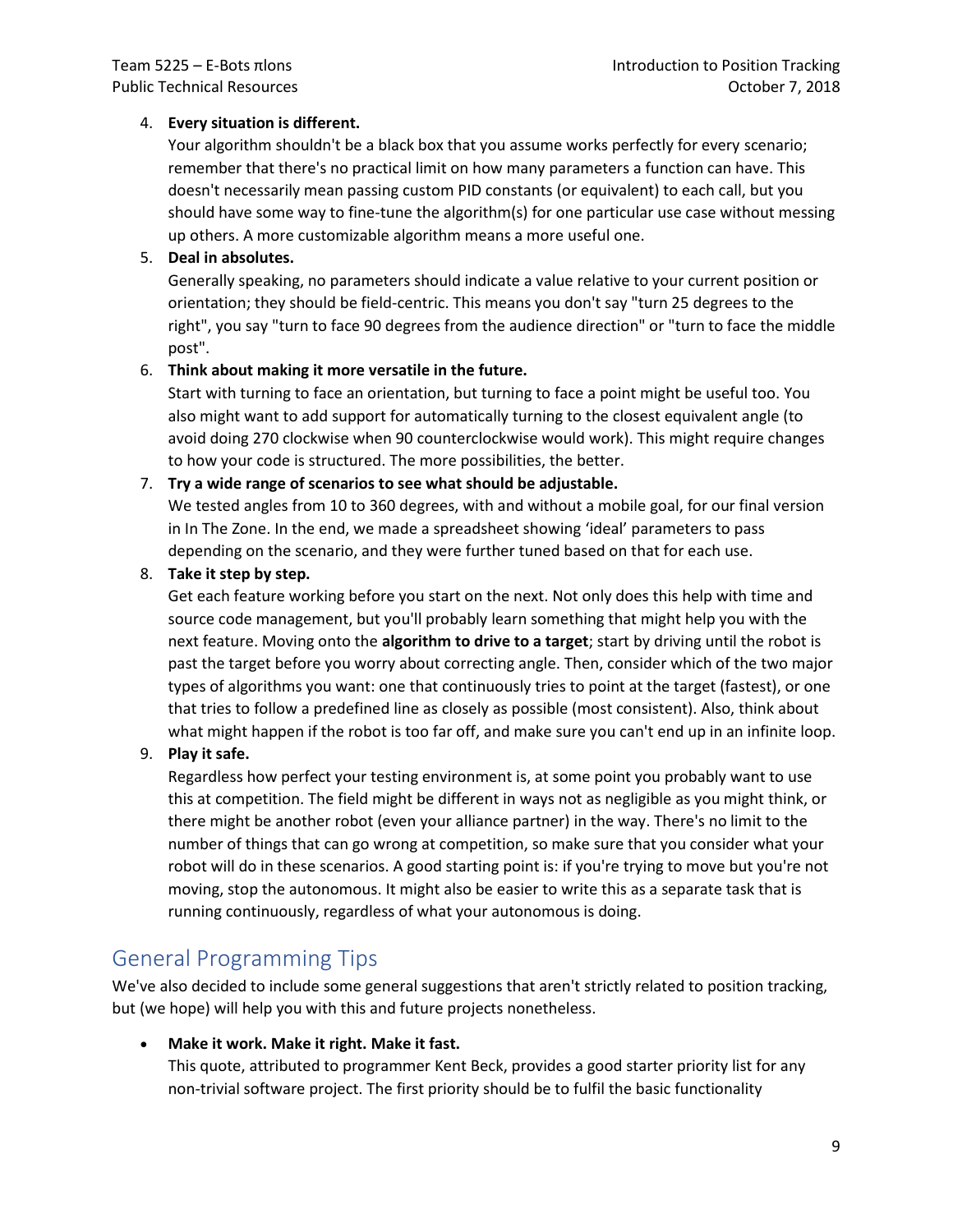4. **Every situation is different.**
   Your algorithm shouldn't be a black box that you assume works perfectly for every scenario; remember that there's no practical limit on how many parameters a function can have. This doesn't necessarily mean passing custom PID constants (or equivalent) to each call, but you should have some way to fine-tune the algorithm(s) for one particular use case without messing up others. A more customizable algorithm means a more useful one.
5. **Deal in absolutes.**
   Generally speaking, no parameters should indicate a value relative to your current position or orientation; they should be field-centric. This means you don't say "turn 25 degrees to the right", you say "turn to face 90 degrees from the audience direction" or "turn to face the middle post".
6. **Think about making it more versatile in the future.**
   Start with turning to face an orientation, but turning to face a point might be useful too. You also might want to add support for automatically turning to the closest equivalent angle (to avoid doing 270 clockwise when 90 counterclockwise would work). This might require changes to how your code is structured. The more possibilities, the better.
7. **Try a wide range of scenarios to see what should be adjustable.**
   We tested angles from 10 to 360 degrees, with and without a mobile goal, for our final version in In The Zone. In the end, we made a spreadsheet showing 'ideal' parameters to pass depending on the scenario, and they were further tuned based on that for each use.
8. **Take it step by step.**
   Get each feature working before you start on the next. Not only does this help with time and source code management, but you'll probably learn something that might help you with the next feature. Moving onto the **algorithm to drive to a target**; start by driving until the robot is past the target before you worry about correcting angle. Then, consider which of the two major types of algorithms you want: one that continuously tries to point at the target (fastest), or one that tries to follow a predefined line as closely as possible (most consistent). Also, think about what might happen if the robot is too far off, and make sure you can't end up in an infinite loop.
9. **Play it safe.**
   Regardless how perfect your testing environment is, at some point you probably want to use this at competition. The field might be different in ways not as negligible as you might think, or there might be another robot (even your alliance partner) in the way. There's no limit to the number of things that can go wrong at competition, so make sure that you consider what your robot will do in these scenarios. A good starting point is: if you're trying to move but you're not moving, stop the autonomous. It might also be easier to write this as a separate task that is running continuously, regardless of what your autonomous is doing.

## General Programming Tips

We've also decided to include some general suggestions that aren't strictly related to position tracking, but (we hope) will help you with this and future projects nonetheless.

- **Make it work. Make it right. Make it fast.**
  This quote, attributed to programmer Kent Beck, provides a good starter priority list for any non-trivial software project. The first priority should be to fulfil the basic functionality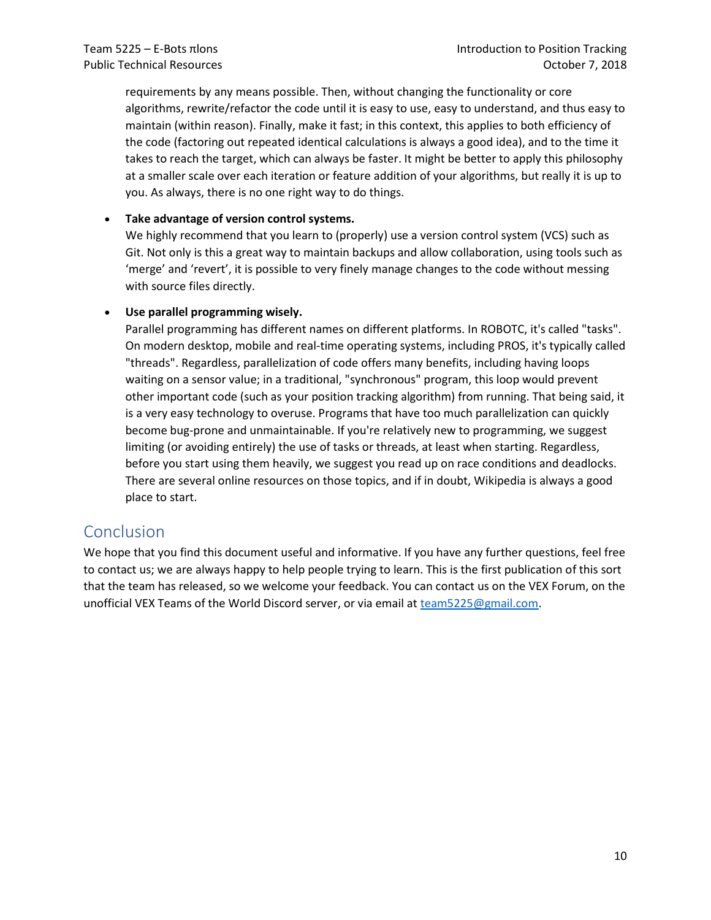requirements by any means possible. Then, without changing the functionality or core algorithms, rewrite/refactor the code until it is easy to use, easy to understand, and thus easy to maintain (within reason). Finally, make it fast; in this context, this applies to both efficiency of the code (factoring out repeated identical calculations is always a good idea), and to the time it takes to reach the target, which can always be faster. It might be better to apply this philosophy at a smaller scale over each iteration or feature addition of your algorithms, but really it is up to you. As always, there is no one right way to do things.

- **Take advantage of version control systems.**
  We highly recommend that you learn to (properly) use a version control system (VCS) such as Git. Not only is this a great way to maintain backups and allow collaboration, using tools such as 'merge' and 'revert', it is possible to very finely manage changes to the code without messing with source files directly.

- **Use parallel programming wisely.**
  Parallel programming has different names on different platforms. In ROBOTC, it's called "tasks". On modern desktop, mobile and real-time operating systems, including PROS, it's typically called "threads". Regardless, parallelization of code offers many benefits, including having loops waiting on a sensor value; in a traditional, "synchronous" program, this loop would prevent other important code (such as your position tracking algorithm) from running. That being said, it is a very easy technology to overuse. Programs that have too much parallelization can quickly become bug-prone and unmaintainable. If you're relatively new to programming, we suggest limiting (or avoiding entirely) the use of tasks or threads, at least when starting. Regardless, before you start using them heavily, we suggest you read up on race conditions and deadlocks. There are several online resources on those topics, and if in doubt, Wikipedia is always a good place to start.

## Conclusion

We hope that you find this document useful and informative. If you have any further questions, feel free to contact us; we are always happy to help people trying to learn. This is the first publication of this sort that the team has released, so we welcome your feedback. You can contact us on the VEX Forum, on the unofficial VEX Teams of the World Discord server, or via email at team5225@gmail.com.